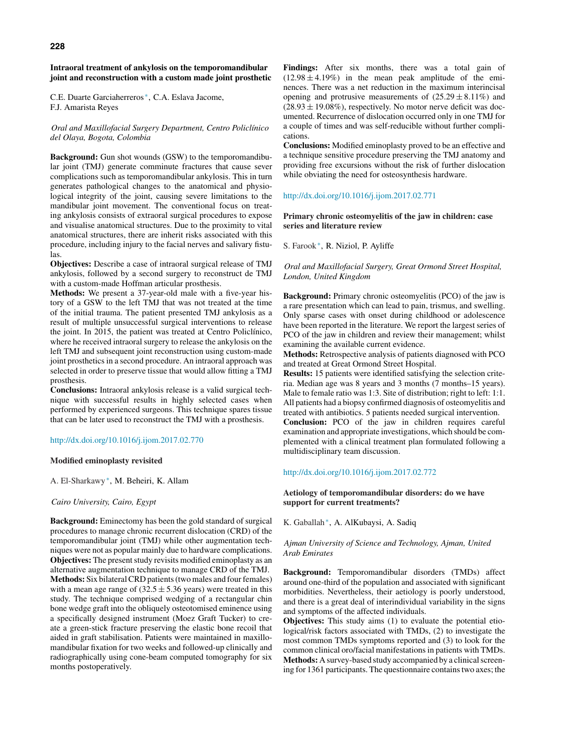### Intraoral treatment of ankylosis on the temporomandibular joint and reconstruction with a custom made joint prosthetic

C.E. Duarte Garciaherreros*, C.A. Eslava Jacome, F.J. Amarista Reyes

*Oral and Maxillofacial Surgery Department, Centro Policlínico del Olaya, Bogota, Colombia*

**Background:** Gun shot wounds (GSW) to the temporomandibular joint (TMJ) generate comminute fractures that cause sever complications such as temporomandibular ankylosis. This in turn generates pathological changes to the anatomical and physiological integrity of the joint, causing severe limitations to the mandibular joint movement. The conventional focus on treating ankylosis consists of extraoral surgical procedures to expose and visualise anatomical structures. Due to the proximity to vital anatomical structures, there are inherit risks associated with this procedure, including injury to the facial nerves and salivary fistulas.

**Objectives:** Describe a case of intraoral surgical release of TMJ ankylosis, followed by a second surgery to reconstruct de TMJ with a custom-made Hoffman articular prosthesis.

**Methods:** We present a 37-year-old male with a five-year history of a GSW to the left TMJ that was not treated at the time of the initial trauma. The patient presented TMJ ankylosis as a result of multiple unsuccessful surgical interventions to release the joint. In 2015, the patient was treated at Centro Policlínico, where he received intraoral surgery to release the ankylosis on the left TMJ and subsequent joint reconstruction using custom-made joint prosthetics in a second procedure. An intraoral approach was selected in order to preserve tissue that would allow fitting a TMJ prosthesis.

**Conclusions:** Intraoral ankylosis release is a valid surgical technique with successful results in highly selected cases when performed by experienced surgeons. This technique spares tissue that can be later used to reconstruct the TMJ with a prosthesis.

http://dx.doi.org/10.1016/j.ijom.2017.02.770

### Modified eminoplasty revisited

A. El-Sharkawy*, M. Beheiri, K. Allam

*Cairo University, Cairo, Egypt*

**Background:** Eminectomy has been the gold standard of surgical procedures to manage chronic recurrent dislocation (CRD) of the temporomandibular joint (TMJ) while other augmentation techniques were not as popular mainly due to hardware complications.

**Objectives:** The present study revisits modified eminoplasty as an alternative augmentation technique to manage CRD of the TMJ.

**Methods:** Six bilateral CRD patients (two males and four females) with a mean age range of ($32.5 \pm 5.36$ years) were treated in this study. The technique comprised wedging of a rectangular chin bone wedge graft into the obliquely osteotomised eminence using a specifically designed instrument (Moez Graft Tucker) to create a green-stick fracture preserving the elastic bone recoil that aided in graft stabilisation. Patients were maintained in maxillomandibular fixation for two weeks and followed-up clinically and radiographically using cone-beam computed tomography for six months postoperatively.

**Findings:** After six months, there was a total gain of ($12.98 \pm 4.19\%$) in the mean peak amplitude of the eminences. There was a net reduction in the maximum interincisal opening and protrusive measurements of ($25.29 \pm 8.11\%$) and ($28.93 \pm 19.08\%$), respectively. No motor nerve deficit was documented. Recurrence of dislocation occurred only in one TMJ for a couple of times and was self-reducible without further complications.

**Conclusions:** Modified eminoplasty proved to be an effective and a technique sensitive procedure preserving the TMJ anatomy and providing free excursions without the risk of further dislocation while obviating the need for osteosynthesis hardware.

http://dx.doi.org/10.1016/j.ijom.2017.02.771

### Primary chronic osteomyelitis of the jaw in children: case series and literature review

S. Farook*, R. Niziol, P. Ayliffe

*Oral and Maxillofacial Surgery, Great Ormond Street Hospital, London, United Kingdom*

**Background:** Primary chronic osteomyelitis (PCO) of the jaw is a rare presentation which can lead to pain, trismus, and swelling. Only sparse cases with onset during childhood or adolescence have been reported in the literature. We report the largest series of PCO of the jaw in children and review their management; whilst examining the available current evidence.

**Methods:** Retrospective analysis of patients diagnosed with PCO and treated at Great Ormond Street Hospital.

**Results:** 15 patients were identified satisfying the selection criteria. Median age was 8 years and 3 months (7 months–15 years). Male to female ratio was 1:3. Site of distribution; right to left: 1:1. All patients had a biopsy confirmed diagnosis of osteomyelitis and treated with antibiotics. 5 patients needed surgical intervention.

**Conclusion:** PCO of the jaw in children requires careful examination and appropriate investigations, which should be complemented with a clinical treatment plan formulated following a multidisciplinary team discussion.

http://dx.doi.org/10.1016/j.ijom.2017.02.772

### Aetiology of temporomandibular disorders: do we have support for current treatments?

K. Gaballah*, A. AlKubaysi, A. Sadiq

*Ajman University of Science and Technology, Ajman, United Arab Emirates*

**Background:** Temporomandibular disorders (TMDs) affect around one-third of the population and associated with significant morbidities. Nevertheless, their aetiology is poorly understood, and there is a great deal of interindividual variability in the signs and symptoms of the affected individuals.

**Objectives:** This study aims (1) to evaluate the potential etiological/risk factors associated with TMDs, (2) to investigate the most common TMDs symptoms reported and (3) to look for the common clinical oro/facial manifestations in patients with TMDs.

**Methods:** A survey-based study accompanied by a clinical screening for 1361 participants. The questionnaire contains two axes; the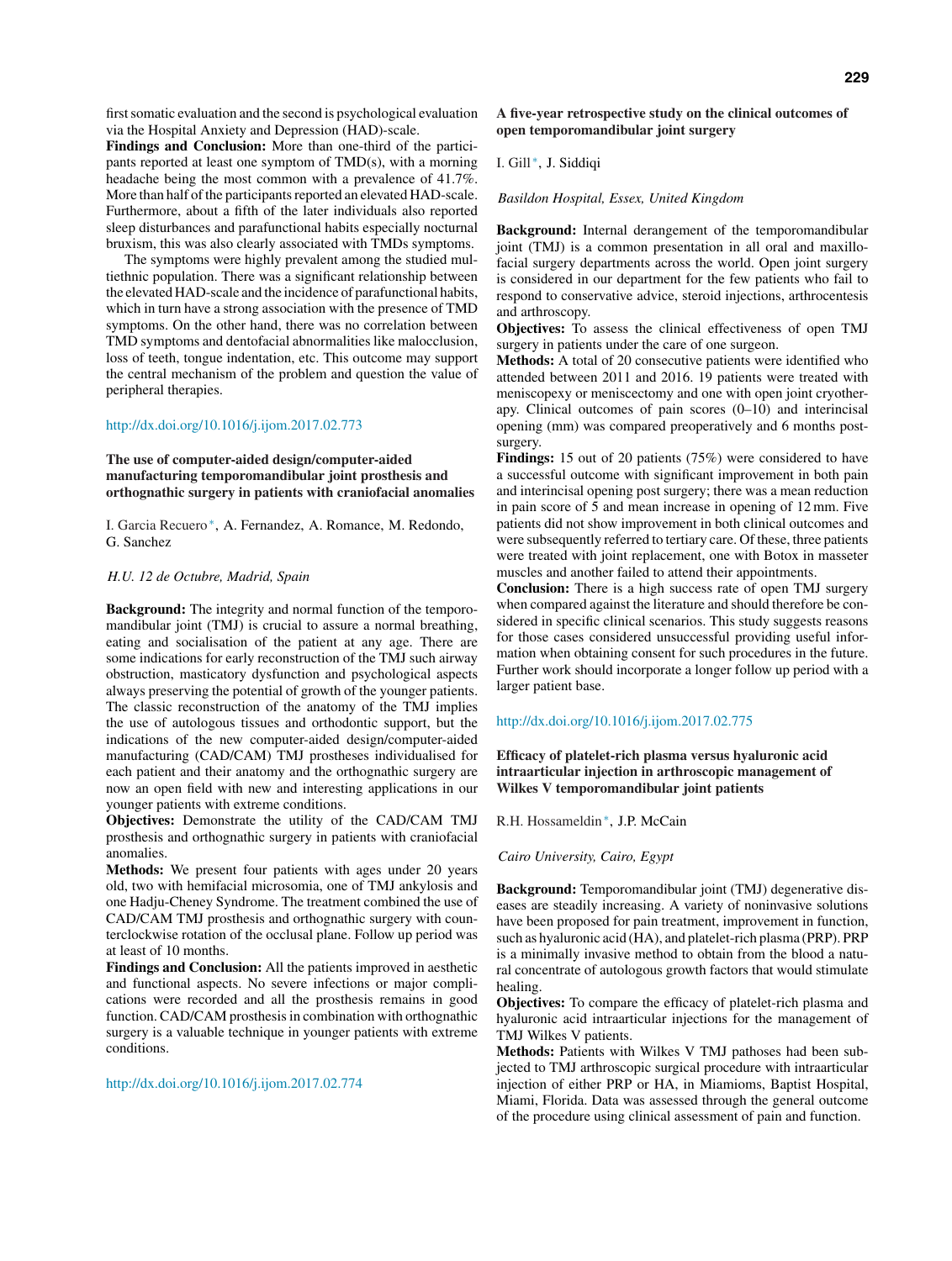first somatic evaluation and the second is psychological evaluation via the Hospital Anxiety and Depression (HAD)-scale.

**Findings and Conclusion:** More than one-third of the participants reported at least one symptom of TMD(s), with a morning headache being the most common with a prevalence of 41.7%. More than half of the participants reported an elevated HAD-scale. Furthermore, about a fifth of the later individuals also reported sleep disturbances and parafunctional habits especially nocturnal bruxism, this was also clearly associated with TMDs symptoms.

The symptoms were highly prevalent among the studied multiethnic population. There was a significant relationship between the elevated HAD-scale and the incidence of parafunctional habits, which in turn have a strong association with the presence of TMD symptoms. On the other hand, there was no correlation between TMD symptoms and dentofacial abnormalities like malocclusion, loss of teeth, tongue indentation, etc. This outcome may support the central mechanism of the problem and question the value of peripheral therapies.

http://dx.doi.org/10.1016/j.ijom.2017.02.773

### The use of computer-aided design/computer-aided manufacturing temporomandibular joint prosthesis and orthognathic surgery in patients with craniofacial anomalies

I. Garcia Recuero*, A. Fernandez, A. Romance, M. Redondo, G. Sanchez

*H.U. 12 de Octubre, Madrid, Spain*

**Background:** The integrity and normal function of the temporomandibular joint (TMJ) is crucial to assure a normal breathing, eating and socialisation of the patient at any age. There are some indications for early reconstruction of the TMJ such airway obstruction, masticatory dysfunction and psychological aspects always preserving the potential of growth of the younger patients. The classic reconstruction of the anatomy of the TMJ implies the use of autologous tissues and orthodontic support, but the indications of the new computer-aided design/computer-aided manufacturing (CAD/CAM) TMJ prostheses individualised for each patient and their anatomy and the orthognathic surgery are now an open field with new and interesting applications in our younger patients with extreme conditions.

**Objectives:** Demonstrate the utility of the CAD/CAM TMJ prosthesis and orthognathic surgery in patients with craniofacial anomalies.

**Methods:** We present four patients with ages under 20 years old, two with hemifacial microsomia, one of TMJ ankylosis and one Hadju-Cheney Syndrome. The treatment combined the use of CAD/CAM TMJ prosthesis and orthognathic surgery with counterclockwise rotation of the occlusal plane. Follow up period was at least of 10 months.

**Findings and Conclusion:** All the patients improved in aesthetic and functional aspects. No severe infections or major complications were recorded and all the prosthesis remains in good function. CAD/CAM prosthesis in combination with orthognathic surgery is a valuable technique in younger patients with extreme conditions.

http://dx.doi.org/10.1016/j.ijom.2017.02.774

### A five-year retrospective study on the clinical outcomes of open temporomandibular joint surgery

I. Gill*, J. Siddiqi

*Basildon Hospital, Essex, United Kingdom*

**Background:** Internal derangement of the temporomandibular joint (TMJ) is a common presentation in all oral and maxillofacial surgery departments across the world. Open joint surgery is considered in our department for the few patients who fail to respond to conservative advice, steroid injections, arthrocentesis and arthroscopy.

**Objectives:** To assess the clinical effectiveness of open TMJ surgery in patients under the care of one surgeon.

**Methods:** A total of 20 consecutive patients were identified who attended between 2011 and 2016. 19 patients were treated with meniscopexy or meniscectomy and one with open joint cryotherapy. Clinical outcomes of pain scores (0–10) and interincisal opening (mm) was compared preoperatively and 6 months post-surgery.

**Findings:** 15 out of 20 patients (75%) were considered to have a successful outcome with significant improvement in both pain and interincisal opening post surgery; there was a mean reduction in pain score of 5 and mean increase in opening of 12 mm. Five patients did not show improvement in both clinical outcomes and were subsequently referred to tertiary care. Of these, three patients were treated with joint replacement, one with Botox in masseter muscles and another failed to attend their appointments.

**Conclusion:** There is a high success rate of open TMJ surgery when compared against the literature and should therefore be considered in specific clinical scenarios. This study suggests reasons for those cases considered unsuccessful providing useful information when obtaining consent for such procedures in the future. Further work should incorporate a longer follow up period with a larger patient base.

http://dx.doi.org/10.1016/j.ijom.2017.02.775

### Efficacy of platelet-rich plasma versus hyaluronic acid intraarticular injection in arthroscopic management of Wilkes V temporomandibular joint patients

R.H. Hossameldin*, J.P. McCain

*Cairo University, Cairo, Egypt*

**Background:** Temporomandibular joint (TMJ) degenerative diseases are steadily increasing. A variety of noninvasive solutions have been proposed for pain treatment, improvement in function, such as hyaluronic acid (HA), and platelet-rich plasma (PRP). PRP is a minimally invasive method to obtain from the blood a natural concentrate of autologous growth factors that would stimulate healing.

**Objectives:** To compare the efficacy of platelet-rich plasma and hyaluronic acid intraarticular injections for the management of TMJ Wilkes V patients.

**Methods:** Patients with Wilkes V TMJ pathoses had been subjected to TMJ arthroscopic surgical procedure with intraarticular injection of either PRP or HA, in Miamioms, Baptist Hospital, Miami, Florida. Data was assessed through the general outcome of the procedure using clinical assessment of pain and function.